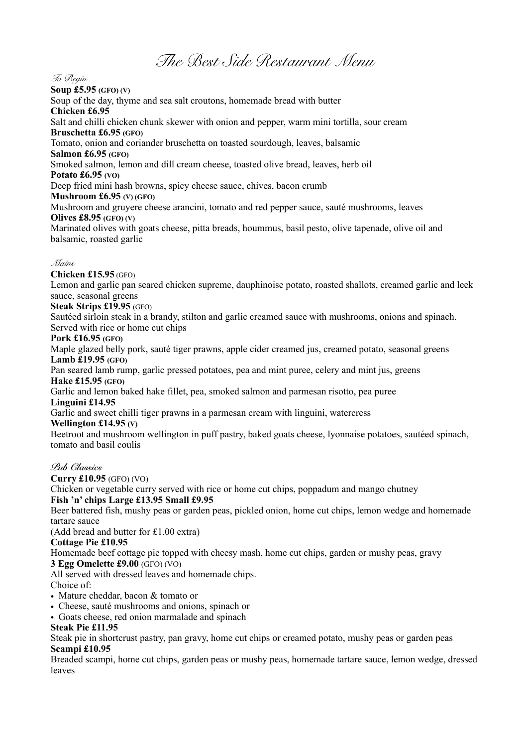# The Best Side Restaurant Menu

## To Begin

**Soup £5.95** **(GFO) (V)**
Soup of the day, thyme and sea salt croutons, homemade bread with butter

**Chicken £6.95**
Salt and chilli chicken chunk skewer with onion and pepper, warm mini tortilla, sour cream

**Bruschetta £6.95** **(GFO)**
Tomato, onion and coriander bruschetta on toasted sourdough, leaves, balsamic

**Salmon £6.95** **(GFO)**
Smoked salmon, lemon and dill cream cheese, toasted olive bread, leaves, herb oil

**Potato £6.95** **(VO)**
Deep fried mini hash browns, spicy cheese sauce, chives, bacon crumb

**Mushroom £6.95** **(V) (GFO)**
Mushroom and gruyere cheese arancini, tomato and red pepper sauce, sauté mushrooms, leaves

**Olives £8.95** **(GFO) (V)**
Marinated olives with goats cheese, pitta breads, hoummus, basil pesto, olive tapenade, olive oil and balsamic, roasted garlic

## Mains

**Chicken £15.95** (GFO)
Lemon and garlic pan seared chicken supreme, dauphinoise potato, roasted shallots, creamed garlic and leek sauce, seasonal greens

**Steak Strips £19.95** (GFO)
Sautéed sirloin steak in a brandy, stilton and garlic creamed sauce with mushrooms, onions and spinach. Served with rice or home cut chips

**Pork £16.95** **(GFO)**
Maple glazed belly pork, sauté tiger prawns, apple cider creamed jus, creamed potato, seasonal greens

**Lamb £19.95** **(GFO)**
Pan seared lamb rump, garlic pressed potatoes, pea and mint puree, celery and mint jus, greens

**Hake £15.95** **(GFO)**
Garlic and lemon baked hake fillet, pea, smoked salmon and parmesan risotto, pea puree

**Linguini £14.95**
Garlic and sweet chilli tiger prawns in a parmesan cream with linguini, watercress

**Wellington £14.95** **(V)**
Beetroot and mushroom wellington in puff pastry, baked goats cheese, lyonnaise potatoes, sautéed spinach, tomato and basil coulis

## Pub Classics

**Curry £10.95** (GFO) (VO)
Chicken or vegetable curry served with rice or home cut chips, poppadum and mango chutney

**Fish 'n' chips Large £13.95 Small £9.95**
Beer battered fish, mushy peas or garden peas, pickled onion, home cut chips, lemon wedge and homemade tartare sauce
(Add bread and butter for £1.00 extra)

**Cottage Pie £10.95**
Homemade beef cottage pie topped with cheesy mash, home cut chips, garden or mushy peas, gravy

**3 Egg Omelette £9.00** (GFO) (VO)
All served with dressed leaves and homemade chips.
Choice of:
- Mature cheddar, bacon & tomato or
- Cheese, sauté mushrooms and onions, spinach or
- Goats cheese, red onion marmalade and spinach

**Steak Pie £11.95**
Steak pie in shortcrust pastry, pan gravy, home cut chips or creamed potato, mushy peas or garden peas

**Scampi £10.95**
Breaded scampi, home cut chips, garden peas or mushy peas, homemade tartare sauce, lemon wedge, dressed leaves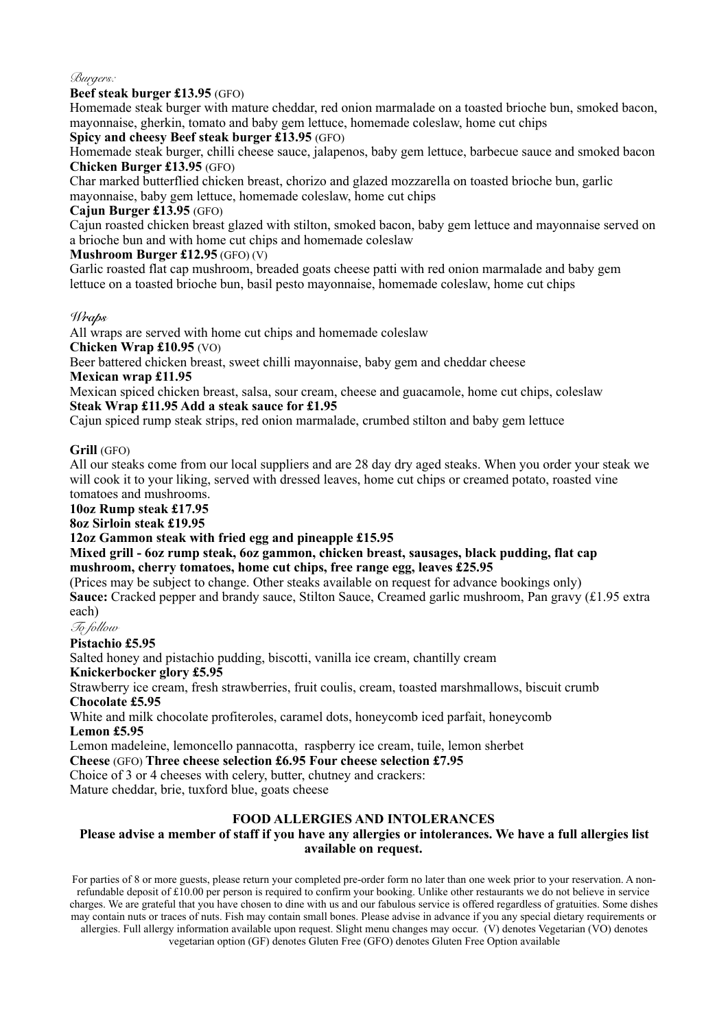## *Burgers:*

**Beef steak burger £13.95** (GFO)

Homemade steak burger with mature cheddar, red onion marmalade on a toasted brioche bun, smoked bacon, mayonnaise, gherkin, tomato and baby gem lettuce, homemade coleslaw, home cut chips

**Spicy and cheesy Beef steak burger £13.95** (GFO)

Homemade steak burger, chilli cheese sauce, jalapenos, baby gem lettuce, barbecue sauce and smoked bacon

**Chicken Burger £13.95** (GFO)

Char marked butterflied chicken breast, chorizo and glazed mozzarella on toasted brioche bun, garlic mayonnaise, baby gem lettuce, homemade coleslaw, home cut chips

**Cajun Burger £13.95** (GFO)

Cajun roasted chicken breast glazed with stilton, smoked bacon, baby gem lettuce and mayonnaise served on a brioche bun and with home cut chips and homemade coleslaw

**Mushroom Burger £12.95** (GFO) (V)

Garlic roasted flat cap mushroom, breaded goats cheese patti with red onion marmalade and baby gem lettuce on a toasted brioche bun, basil pesto mayonnaise, homemade coleslaw, home cut chips

## *Wraps*

All wraps are served with home cut chips and homemade coleslaw

**Chicken Wrap £10.95** (VO)

Beer battered chicken breast, sweet chilli mayonnaise, baby gem and cheddar cheese

**Mexican wrap £11.95**

Mexican spiced chicken breast, salsa, sour cream, cheese and guacamole, home cut chips, coleslaw

**Steak Wrap £11.95 Add a steak sauce for £1.95**

Cajun spiced rump steak strips, red onion marmalade, crumbed stilton and baby gem lettuce

## **Grill** (GFO)

All our steaks come from our local suppliers and are 28 day dry aged steaks. When you order your steak we will cook it to your liking, served with dressed leaves, home cut chips or creamed potato, roasted vine tomatoes and mushrooms.

**10oz Rump steak £17.95**

**8oz Sirloin steak £19.95**

**12oz Gammon steak with fried egg and pineapple £15.95**

**Mixed grill - 6oz rump steak, 6oz gammon, chicken breast, sausages, black pudding, flat cap mushroom, cherry tomatoes, home cut chips, free range egg, leaves £25.95**

(Prices may be subject to change. Other steaks available on request for advance bookings only)

**Sauce:** Cracked pepper and brandy sauce, Stilton Sauce, Creamed garlic mushroom, Pan gravy (£1.95 extra each)

## *To follow*

**Pistachio £5.95**

Salted honey and pistachio pudding, biscotti, vanilla ice cream, chantilly cream

**Knickerbocker glory £5.95**

Strawberry ice cream, fresh strawberries, fruit coulis, cream, toasted marshmallows, biscuit crumb

**Chocolate £5.95**

White and milk chocolate profiteroles, caramel dots, honeycomb iced parfait, honeycomb

**Lemon £5.95**

Lemon madeleine, lemoncello pannacotta, raspberry ice cream, tuile, lemon sherbet

**Cheese** (GFO) **Three cheese selection £6.95 Four cheese selection £7.95**

Choice of 3 or 4 cheeses with celery, butter, chutney and crackers:
Mature cheddar, brie, tuxford blue, goats cheese

**FOOD ALLERGIES AND INTOLERANCES**

**Please advise a member of staff if you have any allergies or intolerances. We have a full allergies list available on request.**

For parties of 8 or more guests, please return your completed pre-order form no later than one week prior to your reservation. A non-refundable deposit of £10.00 per person is required to confirm your booking. Unlike other restaurants we do not believe in service charges. We are grateful that you have chosen to dine with us and our fabulous service is offered regardless of gratuities. Some dishes may contain nuts or traces of nuts. Fish may contain small bones. Please advise in advance if you any special dietary requirements or allergies. Full allergy information available upon request. Slight menu changes may occur. (V) denotes Vegetarian (VO) denotes vegetarian option (GF) denotes Gluten Free (GFO) denotes Gluten Free Option available